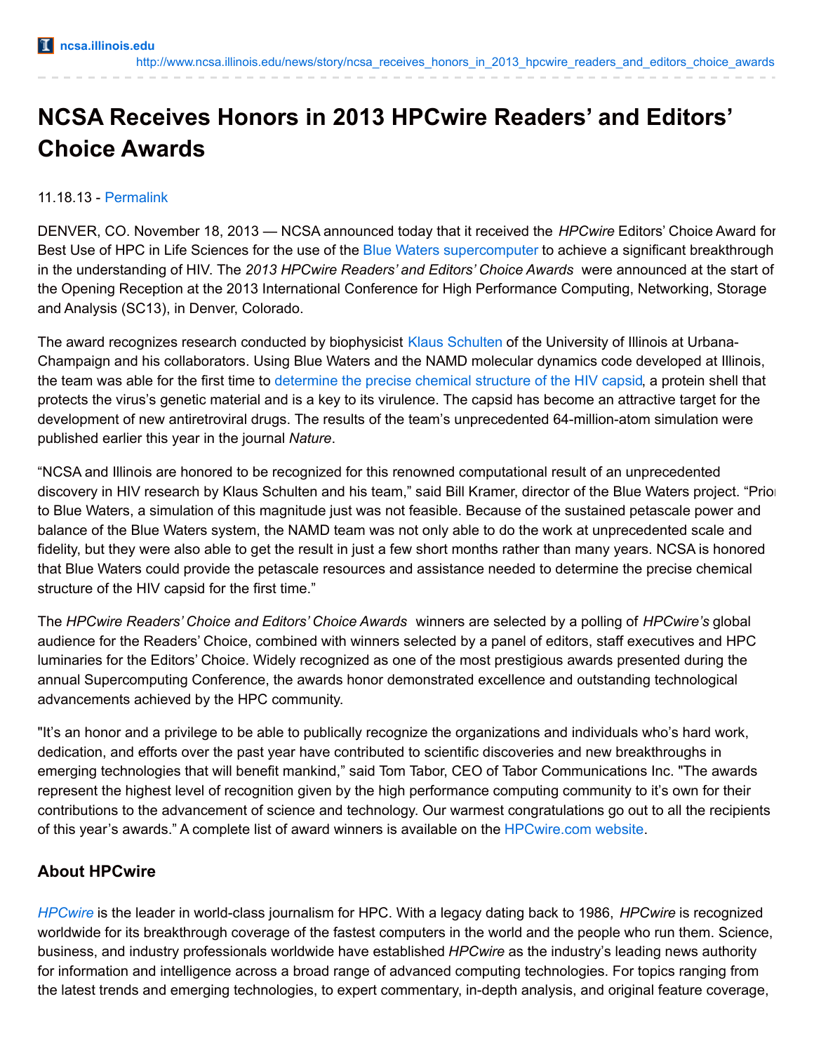# NCSA Receives Honors in 2013 HPCwire Readers' and Editors' Choice Awards

11.18.13 - Permalink

DENVER, CO. November 18, 2013 — NCSA announced today that it received the *HPCwire* Editors' Choice Award for Best Use of HPC in Life Sciences for the use of the Blue Waters supercomputer to achieve a significant breakthrough in the understanding of HIV. The *2013 HPCwire Readers' and Editors' Choice Awards* were announced at the start of the Opening Reception at the 2013 International Conference for High Performance Computing, Networking, Storage and Analysis (SC13), in Denver, Colorado.

The award recognizes research conducted by biophysicist Klaus Schulten of the University of Illinois at Urbana-Champaign and his collaborators. Using Blue Waters and the NAMD molecular dynamics code developed at Illinois, the team was able for the first time to determine the precise chemical structure of the HIV capsid, a protein shell that protects the virus's genetic material and is a key to its virulence. The capsid has become an attractive target for the development of new antiretroviral drugs. The results of the team's unprecedented 64-million-atom simulation were published earlier this year in the journal *Nature*.

"NCSA and Illinois are honored to be recognized for this renowned computational result of an unprecedented discovery in HIV research by Klaus Schulten and his team," said Bill Kramer, director of the Blue Waters project. "Prior to Blue Waters, a simulation of this magnitude just was not feasible. Because of the sustained petascale power and balance of the Blue Waters system, the NAMD team was not only able to do the work at unprecedented scale and fidelity, but they were also able to get the result in just a few short months rather than many years. NCSA is honored that Blue Waters could provide the petascale resources and assistance needed to determine the precise chemical structure of the HIV capsid for the first time."

The *HPCwire Readers' Choice and Editors' Choice Awards* winners are selected by a polling of *HPCwire's* global audience for the Readers' Choice, combined with winners selected by a panel of editors, staff executives and HPC luminaries for the Editors' Choice. Widely recognized as one of the most prestigious awards presented during the annual Supercomputing Conference, the awards honor demonstrated excellence and outstanding technological advancements achieved by the HPC community.

"It's an honor and a privilege to be able to publically recognize the organizations and individuals who's hard work, dedication, and efforts over the past year have contributed to scientific discoveries and new breakthroughs in emerging technologies that will benefit mankind," said Tom Tabor, CEO of Tabor Communications Inc. "The awards represent the highest level of recognition given by the high performance computing community to it's own for their contributions to the advancement of science and technology. Our warmest congratulations go out to all the recipients of this year's awards." A complete list of award winners is available on the HPCwire.com website.

## About HPCwire

*HPCwire* is the leader in world-class journalism for HPC. With a legacy dating back to 1986, *HPCwire* is recognized worldwide for its breakthrough coverage of the fastest computers in the world and the people who run them. Science, business, and industry professionals worldwide have established *HPCwire* as the industry's leading news authority for information and intelligence across a broad range of advanced computing technologies. For topics ranging from the latest trends and emerging technologies, to expert commentary, in-depth analysis, and original feature coverage,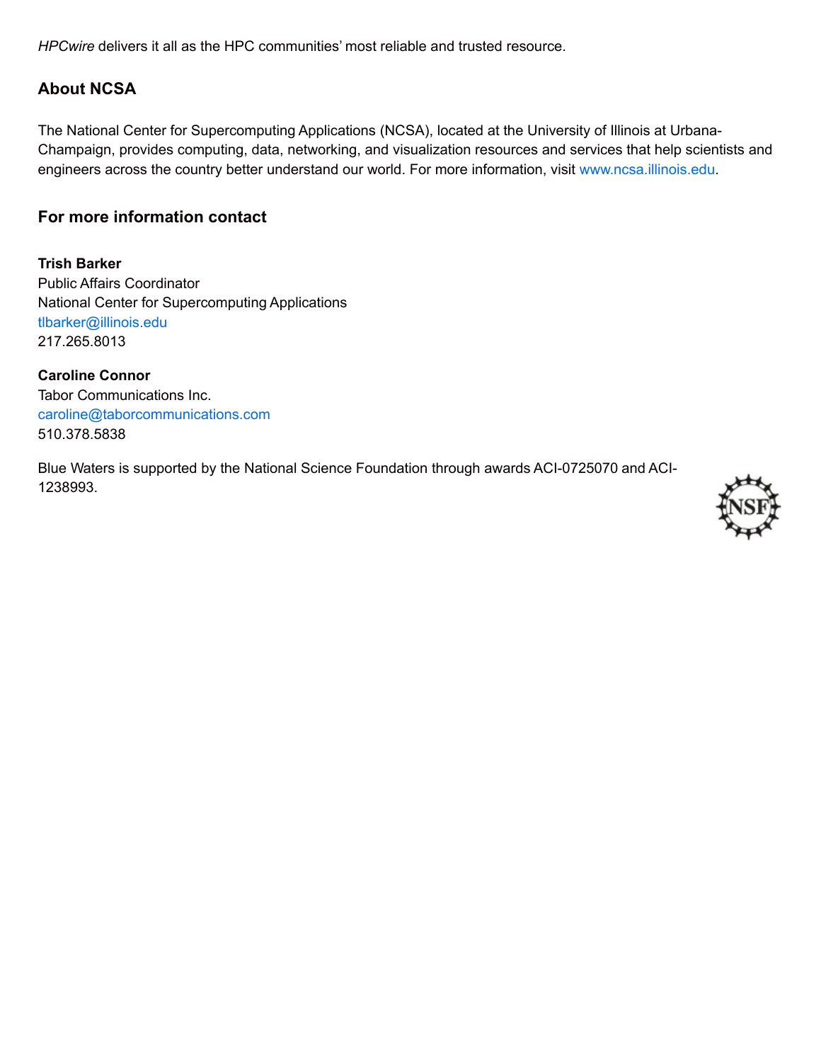*HPCwire* delivers it all as the HPC communities' most reliable and trusted resource.

## About NCSA

The National Center for Supercomputing Applications (NCSA), located at the University of Illinois at Urbana-Champaign, provides computing, data, networking, and visualization resources and services that help scientists and engineers across the country better understand our world. For more information, visit www.ncsa.illinois.edu.

## For more information contact

**Trish Barker**
Public Affairs Coordinator
National Center for Supercomputing Applications
tlbarker@illinois.edu
217.265.8013

**Caroline Connor**
Tabor Communications Inc.
caroline@taborcommunications.com
510.378.5838

Blue Waters is supported by the National Science Foundation through awards ACI-0725070 and ACI-1238993.